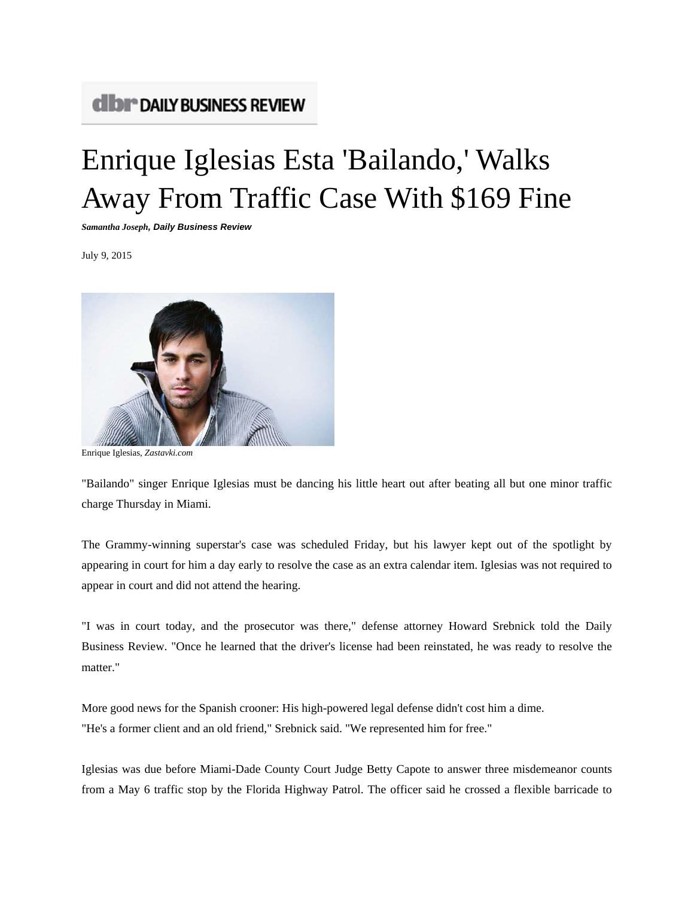DAILY BUSINESS REVIEW

# Enrique Iglesias Esta 'Bailando,' Walks Away From Traffic Case With $169 Fine

***Samantha Joseph, Daily Business Review***

July 9, 2015

Enrique Iglesias, *Zastavki.com*

"Bailando" singer Enrique Iglesias must be dancing his little heart out after beating all but one minor traffic charge Thursday in Miami.

The Grammy-winning superstar's case was scheduled Friday, but his lawyer kept out of the spotlight by appearing in court for him a day early to resolve the case as an extra calendar item. Iglesias was not required to appear in court and did not attend the hearing.

"I was in court today, and the prosecutor was there," defense attorney Howard Srebnick told the Daily Business Review. "Once he learned that the driver's license had been reinstated, he was ready to resolve the matter."

More good news for the Spanish crooner: His high-powered legal defense didn't cost him a dime.
"He's a former client and an old friend," Srebnick said. "We represented him for free."

Iglesias was due before Miami-Dade County Court Judge Betty Capote to answer three misdemeanor counts from a May 6 traffic stop by the Florida Highway Patrol. The officer said he crossed a flexible barricade to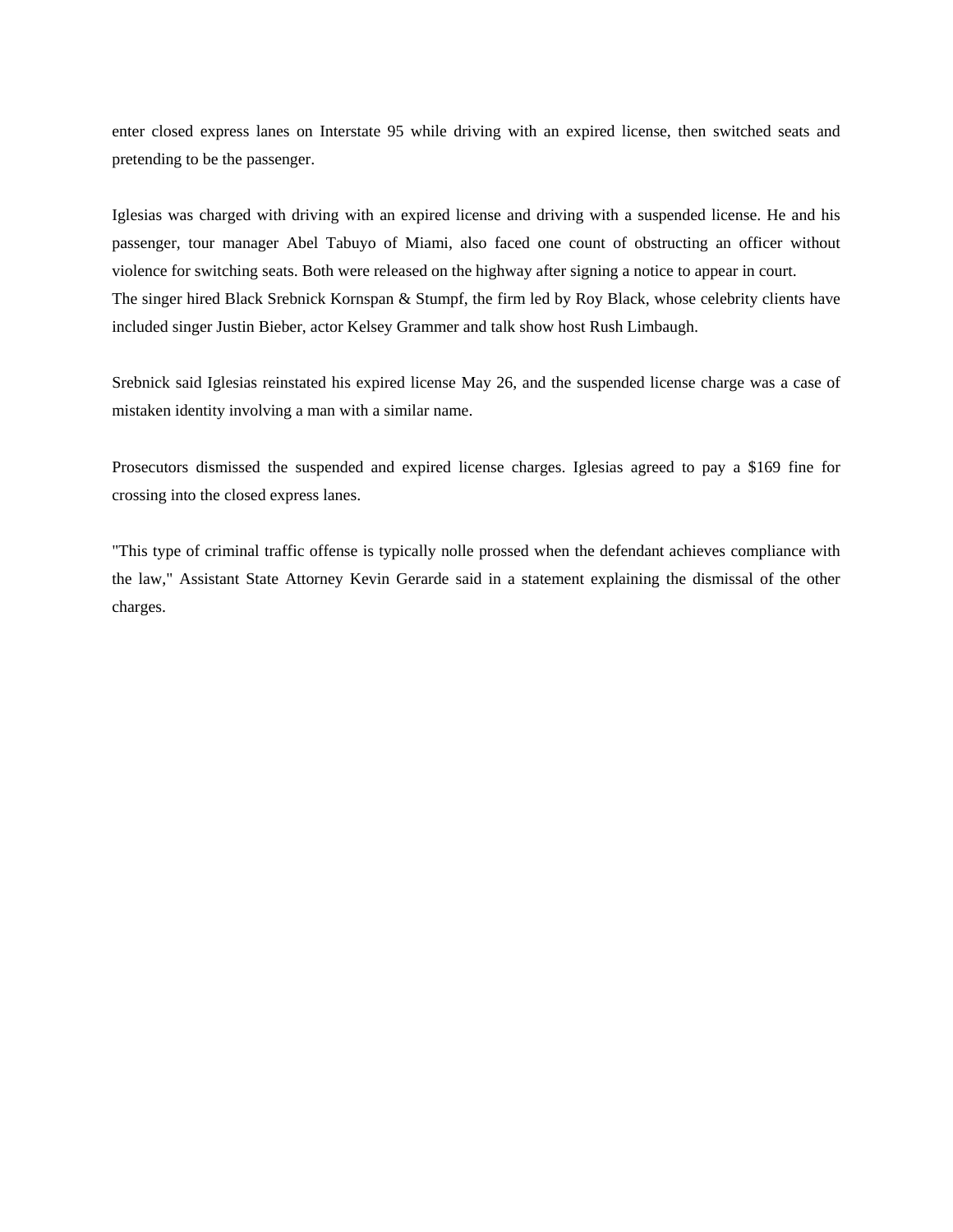enter closed express lanes on Interstate 95 while driving with an expired license, then switched seats and pretending to be the passenger.

Iglesias was charged with driving with an expired license and driving with a suspended license. He and his passenger, tour manager Abel Tabuyo of Miami, also faced one count of obstructing an officer without violence for switching seats. Both were released on the highway after signing a notice to appear in court.
The singer hired Black Srebnick Kornspan & Stumpf, the firm led by Roy Black, whose celebrity clients have included singer Justin Bieber, actor Kelsey Grammer and talk show host Rush Limbaugh.

Srebnick said Iglesias reinstated his expired license May 26, and the suspended license charge was a case of mistaken identity involving a man with a similar name.

Prosecutors dismissed the suspended and expired license charges. Iglesias agreed to pay a $169 fine for crossing into the closed express lanes.

"This type of criminal traffic offense is typically nolle prossed when the defendant achieves compliance with the law," Assistant State Attorney Kevin Gerarde said in a statement explaining the dismissal of the other charges.